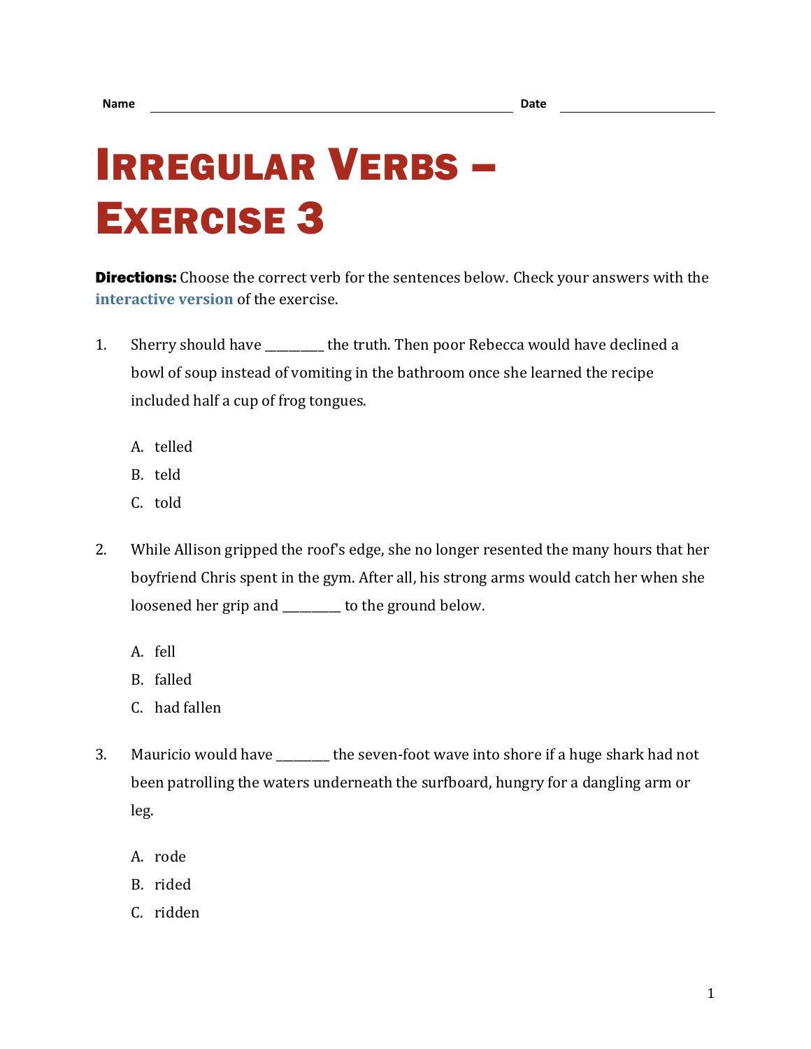Name ______________________________ Date ______________

# Irregular Verbs – Exercise 3

**Directions:** Choose the correct verb for the sentences below. Check your answers with the **interactive version** of the exercise.

1. Sherry should have _________ the truth. Then poor Rebecca would have declined a bowl of soup instead of vomiting in the bathroom once she learned the recipe included half a cup of frog tongues.

   A. telled

   B. teld

   C. told

2. While Allison gripped the roof's edge, she no longer resented the many hours that her boyfriend Chris spent in the gym. After all, his strong arms would catch her when she loosened her grip and _________ to the ground below.

   A. fell

   B. falled

   C. had fallen

3. Mauricio would have ________ the seven-foot wave into shore if a huge shark had not been patrolling the waters underneath the surfboard, hungry for a dangling arm or leg.

   A. rode

   B. rided

   C. ridden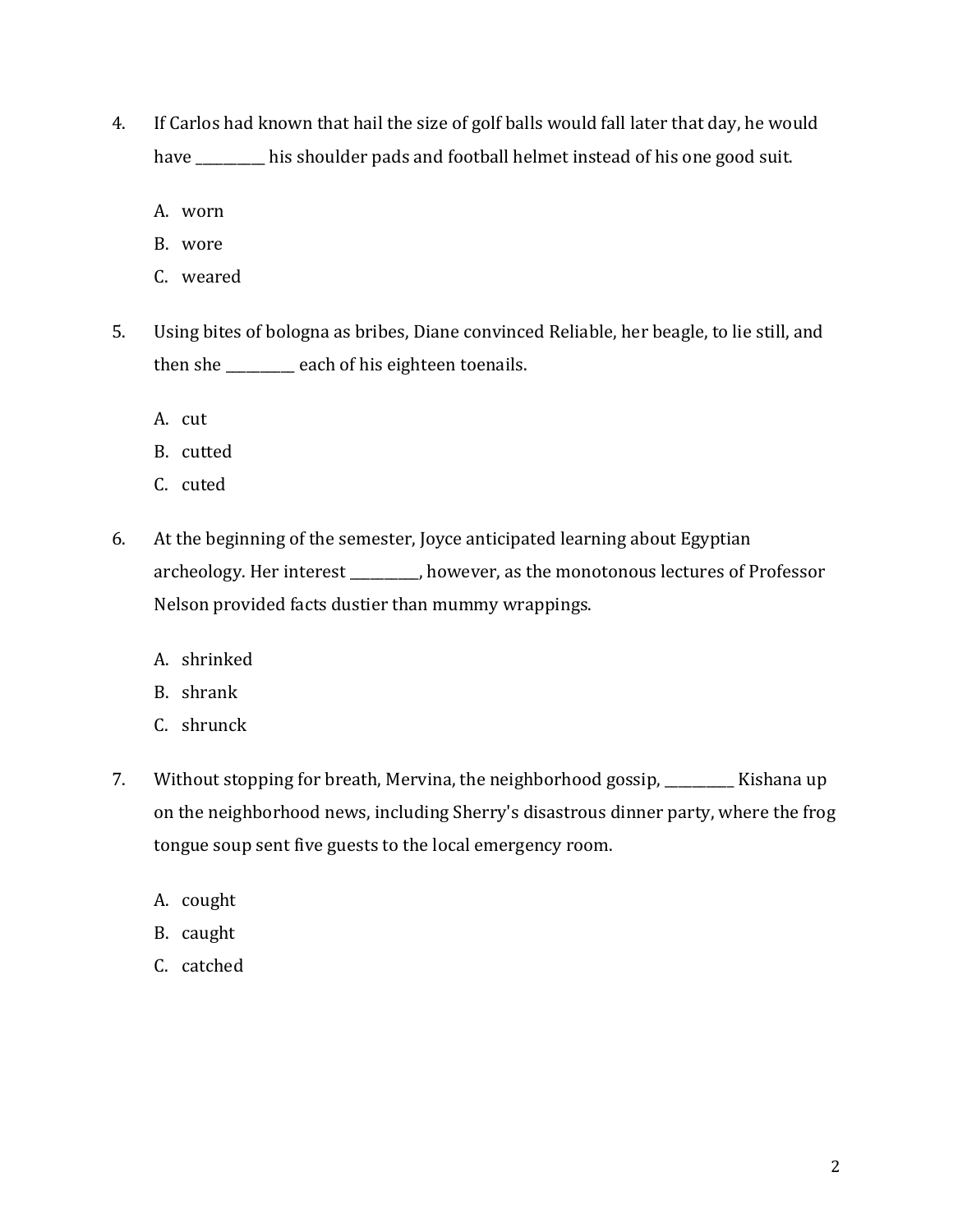4. If Carlos had known that hail the size of golf balls would fall later that day, he would have __________ his shoulder pads and football helmet instead of his one good suit.

   A. worn
   B. wore
   C. weared

5. Using bites of bologna as bribes, Diane convinced Reliable, her beagle, to lie still, and then she __________ each of his eighteen toenails.

   A. cut
   B. cutted
   C. cuted

6. At the beginning of the semester, Joyce anticipated learning about Egyptian archeology. Her interest __________, however, as the monotonous lectures of Professor Nelson provided facts dustier than mummy wrappings.

   A. shrinked
   B. shrank
   C. shrunck

7. Without stopping for breath, Mervina, the neighborhood gossip, __________ Kishana up on the neighborhood news, including Sherry's disastrous dinner party, where the frog tongue soup sent five guests to the local emergency room.

   A. cought
   B. caught
   C. catched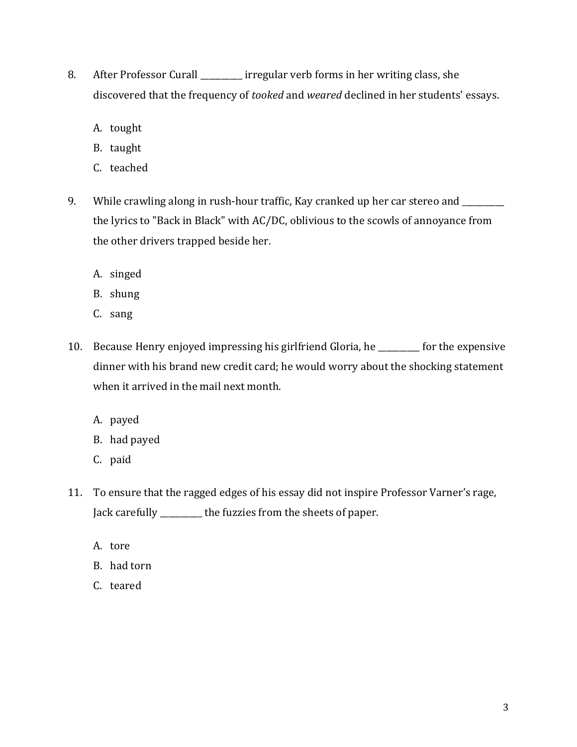8. After Professor Curall __________ irregular verb forms in her writing class, she discovered that the frequency of *tooked* and *weared* declined in her students' essays.

   A. tought
   B. taught
   C. teached

9. While crawling along in rush-hour traffic, Kay cranked up her car stereo and __________ the lyrics to "Back in Black" with AC/DC, oblivious to the scowls of annoyance from the other drivers trapped beside her.

   A. singed
   B. shung
   C. sang

10. Because Henry enjoyed impressing his girlfriend Gloria, he __________ for the expensive dinner with his brand new credit card; he would worry about the shocking statement when it arrived in the mail next month.

    A. payed
    B. had payed
    C. paid

11. To ensure that the ragged edges of his essay did not inspire Professor Varner's rage, Jack carefully __________ the fuzzies from the sheets of paper.

    A. tore
    B. had torn
    C. teared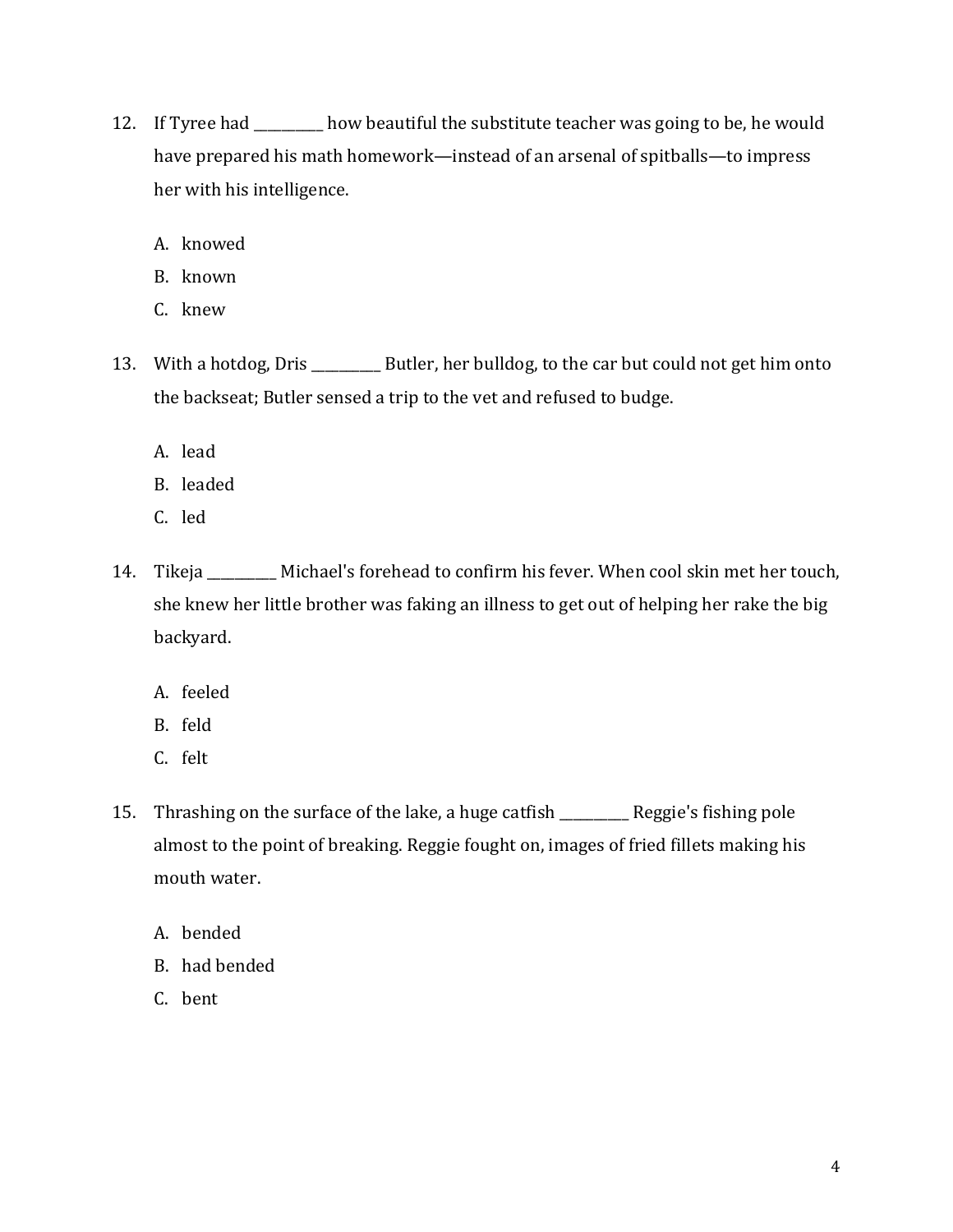12. If Tyree had __________ how beautiful the substitute teacher was going to be, he would have prepared his math homework—instead of an arsenal of spitballs—to impress her with his intelligence.

    A. knowed
    B. known
    C. knew

13. With a hotdog, Dris __________ Butler, her bulldog, to the car but could not get him onto the backseat; Butler sensed a trip to the vet and refused to budge.

    A. lead
    B. leaded
    C. led

14. Tikeja __________ Michael's forehead to confirm his fever. When cool skin met her touch, she knew her little brother was faking an illness to get out of helping her rake the big backyard.

    A. feeled
    B. feld
    C. felt

15. Thrashing on the surface of the lake, a huge catfish __________ Reggie's fishing pole almost to the point of breaking. Reggie fought on, images of fried fillets making his mouth water.

    A. bended
    B. had bended
    C. bent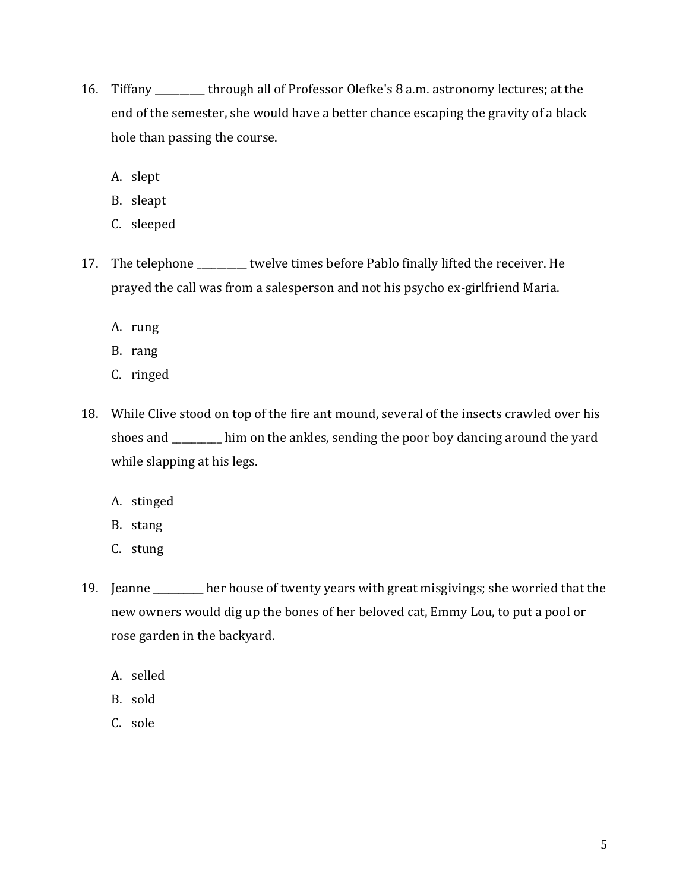16. Tiffany __________ through all of Professor Olefke's 8 a.m. astronomy lectures; at the end of the semester, she would have a better chance escaping the gravity of a black hole than passing the course.

    A. slept
    B. sleapt
    C. sleeped

17. The telephone __________ twelve times before Pablo finally lifted the receiver. He prayed the call was from a salesperson and not his psycho ex-girlfriend Maria.

    A. rung
    B. rang
    C. ringed

18. While Clive stood on top of the fire ant mound, several of the insects crawled over his shoes and __________ him on the ankles, sending the poor boy dancing around the yard while slapping at his legs.

    A. stinged
    B. stang
    C. stung

19. Jeanne __________ her house of twenty years with great misgivings; she worried that the new owners would dig up the bones of her beloved cat, Emmy Lou, to put a pool or rose garden in the backyard.

    A. selled
    B. sold
    C. sole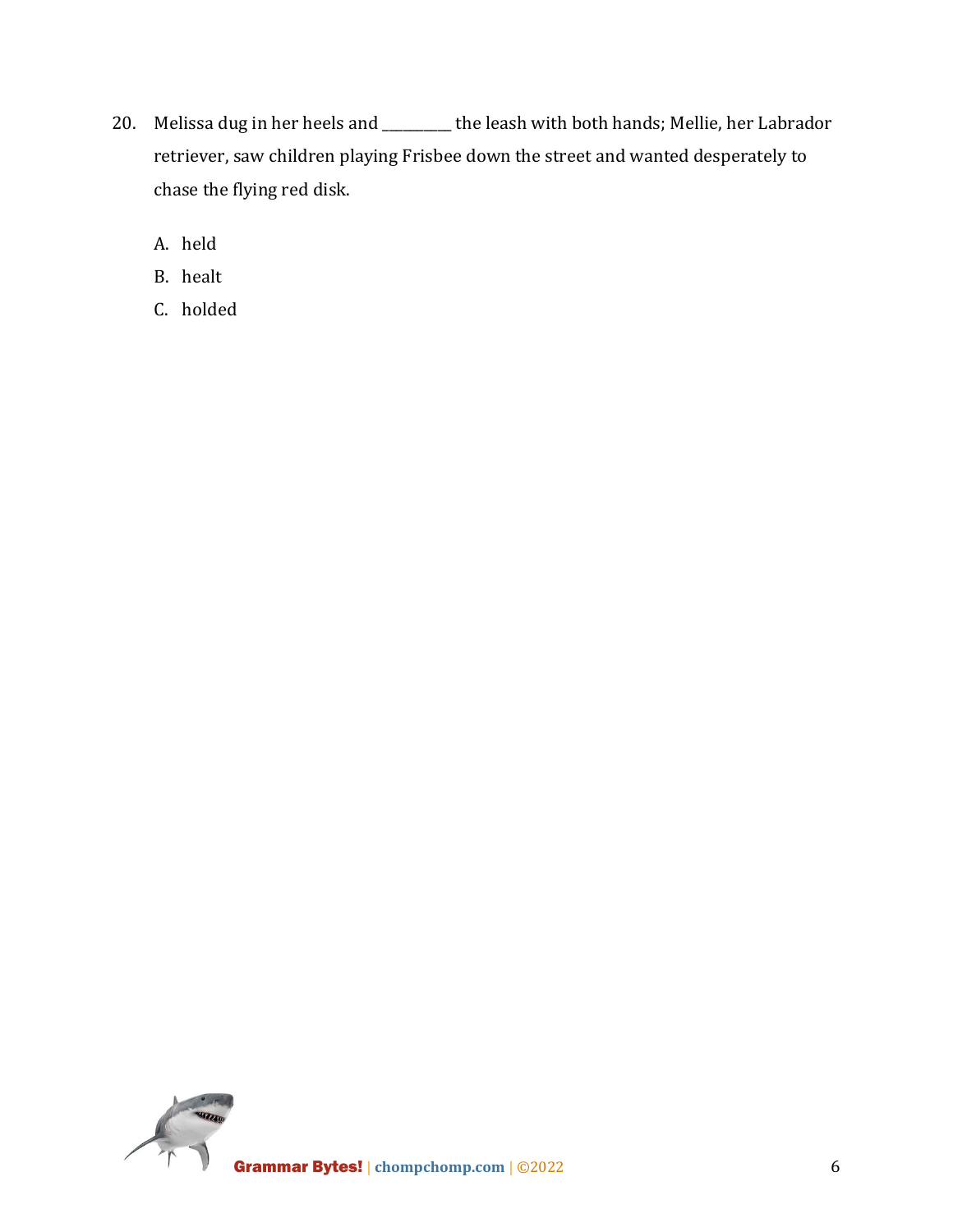20. Melissa dug in her heels and __________ the leash with both hands; Mellie, her Labrador retriever, saw children playing Frisbee down the street and wanted desperately to chase the flying red disk.

    A. held
    B. healt
    C. holded